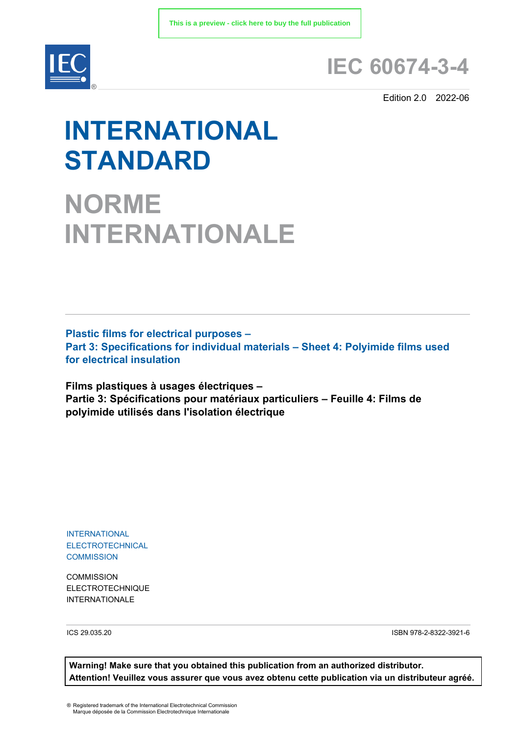This is a preview - click here to buy the full publication

IEC

# IEC 60674-3-4

Edition 2.0 2022-06

# INTERNATIONAL STANDARD

# NORME INTERNATIONALE

**Plastic films for electrical purposes –**
**Part 3: Specifications for individual materials – Sheet 4: Polyimide films used for electrical insulation**

**Films plastiques à usages électriques –**
**Partie 3: Spécifications pour matériaux particuliers – Feuille 4: Films de polyimide utilisés dans l'isolation électrique**

INTERNATIONAL
ELECTROTECHNICAL
COMMISSION

COMMISSION
ELECTROTECHNIQUE
INTERNATIONALE

ICS 29.035.20

ISBN 978-2-8322-3921-6

**Warning! Make sure that you obtained this publication from an authorized distributor.**
**Attention! Veuillez vous assurer que vous avez obtenu cette publication via un distributeur agréé.**

® Registered trademark of the International Electrotechnical Commission
Marque déposée de la Commission Electrotechnique Internationale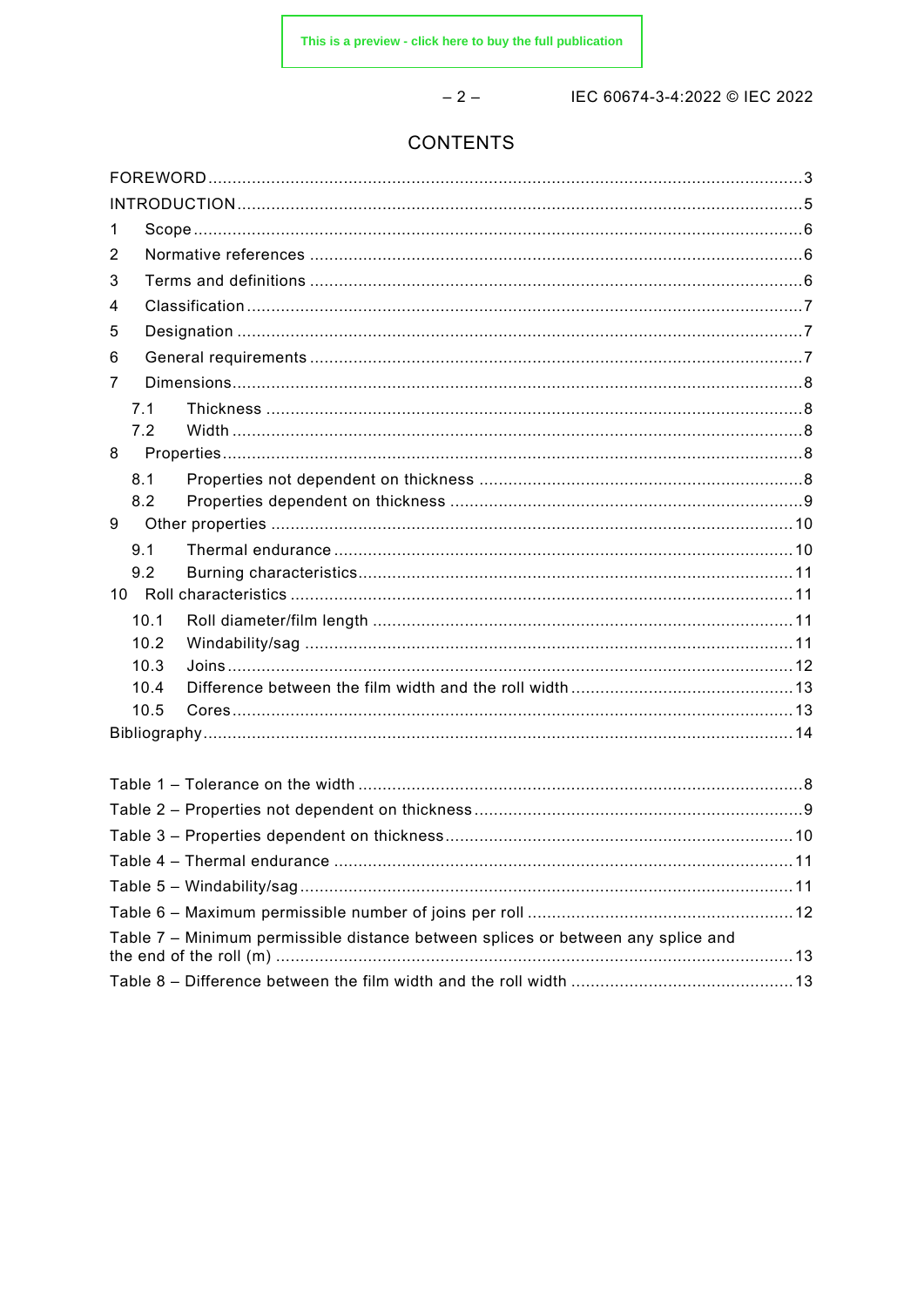# CONTENTS

FOREWORD .......... 3
INTRODUCTION .......... 5
1 Scope .......... 6
2 Normative references .......... 6
3 Terms and definitions .......... 6
4 Classification .......... 7
5 Designation .......... 7
6 General requirements .......... 7
7 Dimensions .......... 8
 7.1 Thickness .......... 8
 7.2 Width .......... 8
8 Properties .......... 8
 8.1 Properties not dependent on thickness .......... 8
 8.2 Properties dependent on thickness .......... 9
9 Other properties .......... 10
 9.1 Thermal endurance .......... 10
 9.2 Burning characteristics .......... 11
10 Roll characteristics .......... 11
 10.1 Roll diameter/film length .......... 11
 10.2 Windability/sag .......... 11
 10.3 Joins .......... 12
 10.4 Difference between the film width and the roll width .......... 13
 10.5 Cores .......... 13
Bibliography .......... 14

Table 1 – Tolerance on the width .......... 8
Table 2 – Properties not dependent on thickness .......... 9
Table 3 – Properties dependent on thickness .......... 10
Table 4 – Thermal endurance .......... 11
Table 5 – Windability/sag .......... 11
Table 6 – Maximum permissible number of joins per roll .......... 12
Table 7 – Minimum permissible distance between splices or between any splice and the end of the roll (m) .......... 13
Table 8 – Difference between the film width and the roll width .......... 13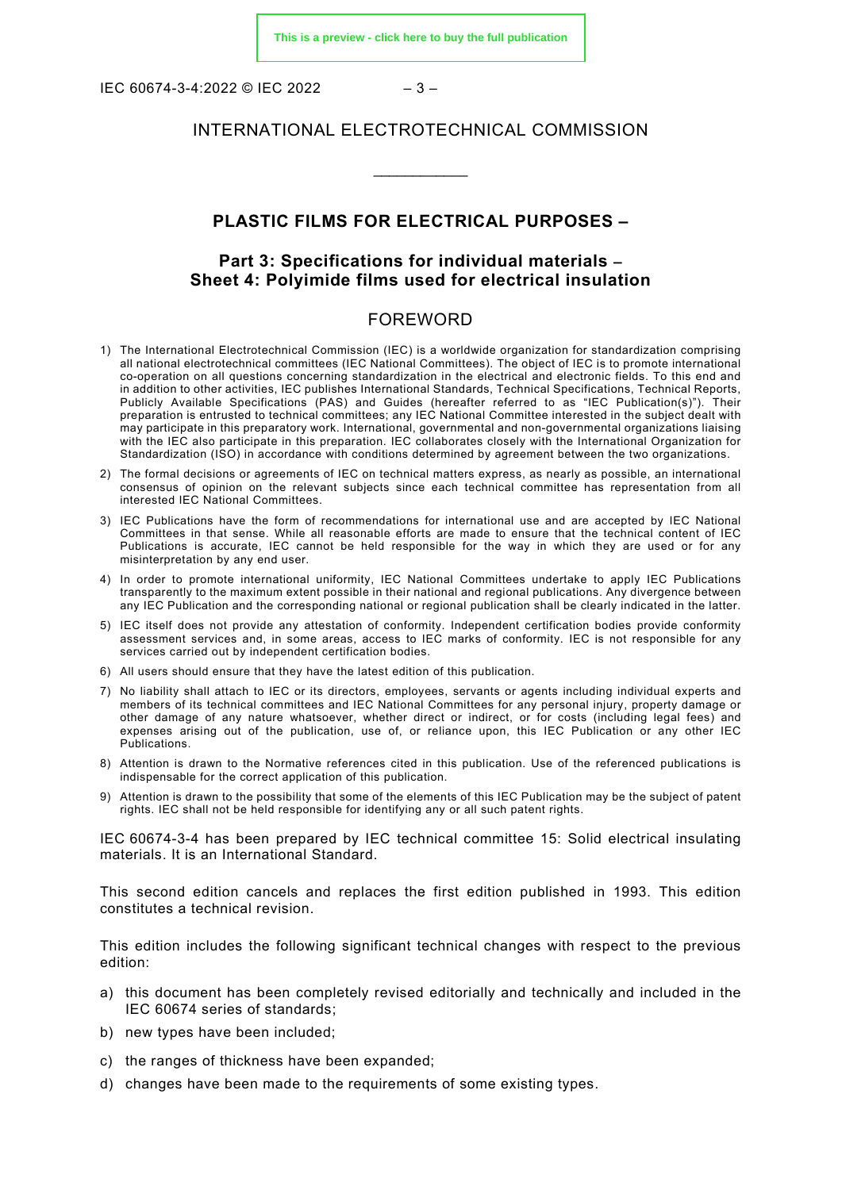INTERNATIONAL ELECTROTECHNICAL COMMISSION

\_\_\_\_\_\_\_\_\_\_\_\_

# PLASTIC FILMS FOR ELECTRICAL PURPOSES –

## Part 3: Specifications for individual materials – Sheet 4: Polyimide films used for electrical insulation

## FOREWORD

1) The International Electrotechnical Commission (IEC) is a worldwide organization for standardization comprising all national electrotechnical committees (IEC National Committees). The object of IEC is to promote international co-operation on all questions concerning standardization in the electrical and electronic fields. To this end and in addition to other activities, IEC publishes International Standards, Technical Specifications, Technical Reports, Publicly Available Specifications (PAS) and Guides (hereafter referred to as "IEC Publication(s)"). Their preparation is entrusted to technical committees; any IEC National Committee interested in the subject dealt with may participate in this preparatory work. International, governmental and non-governmental organizations liaising with the IEC also participate in this preparation. IEC collaborates closely with the International Organization for Standardization (ISO) in accordance with conditions determined by agreement between the two organizations.
2) The formal decisions or agreements of IEC on technical matters express, as nearly as possible, an international consensus of opinion on the relevant subjects since each technical committee has representation from all interested IEC National Committees.
3) IEC Publications have the form of recommendations for international use and are accepted by IEC National Committees in that sense. While all reasonable efforts are made to ensure that the technical content of IEC Publications is accurate, IEC cannot be held responsible for the way in which they are used or for any misinterpretation by any end user.
4) In order to promote international uniformity, IEC National Committees undertake to apply IEC Publications transparently to the maximum extent possible in their national and regional publications. Any divergence between any IEC Publication and the corresponding national or regional publication shall be clearly indicated in the latter.
5) IEC itself does not provide any attestation of conformity. Independent certification bodies provide conformity assessment services and, in some areas, access to IEC marks of conformity. IEC is not responsible for any services carried out by independent certification bodies.
6) All users should ensure that they have the latest edition of this publication.
7) No liability shall attach to IEC or its directors, employees, servants or agents including individual experts and members of its technical committees and IEC National Committees for any personal injury, property damage or other damage of any nature whatsoever, whether direct or indirect, or for costs (including legal fees) and expenses arising out of the publication, use of, or reliance upon, this IEC Publication or any other IEC Publications.
8) Attention is drawn to the Normative references cited in this publication. Use of the referenced publications is indispensable for the correct application of this publication.
9) Attention is drawn to the possibility that some of the elements of this IEC Publication may be the subject of patent rights. IEC shall not be held responsible for identifying any or all such patent rights.

IEC 60674-3-4 has been prepared by IEC technical committee 15: Solid electrical insulating materials. It is an International Standard.

This second edition cancels and replaces the first edition published in 1993. This edition constitutes a technical revision.

This edition includes the following significant technical changes with respect to the previous edition:

a) this document has been completely revised editorially and technically and included in the IEC 60674 series of standards;
b) new types have been included;
c) the ranges of thickness have been expanded;
d) changes have been made to the requirements of some existing types.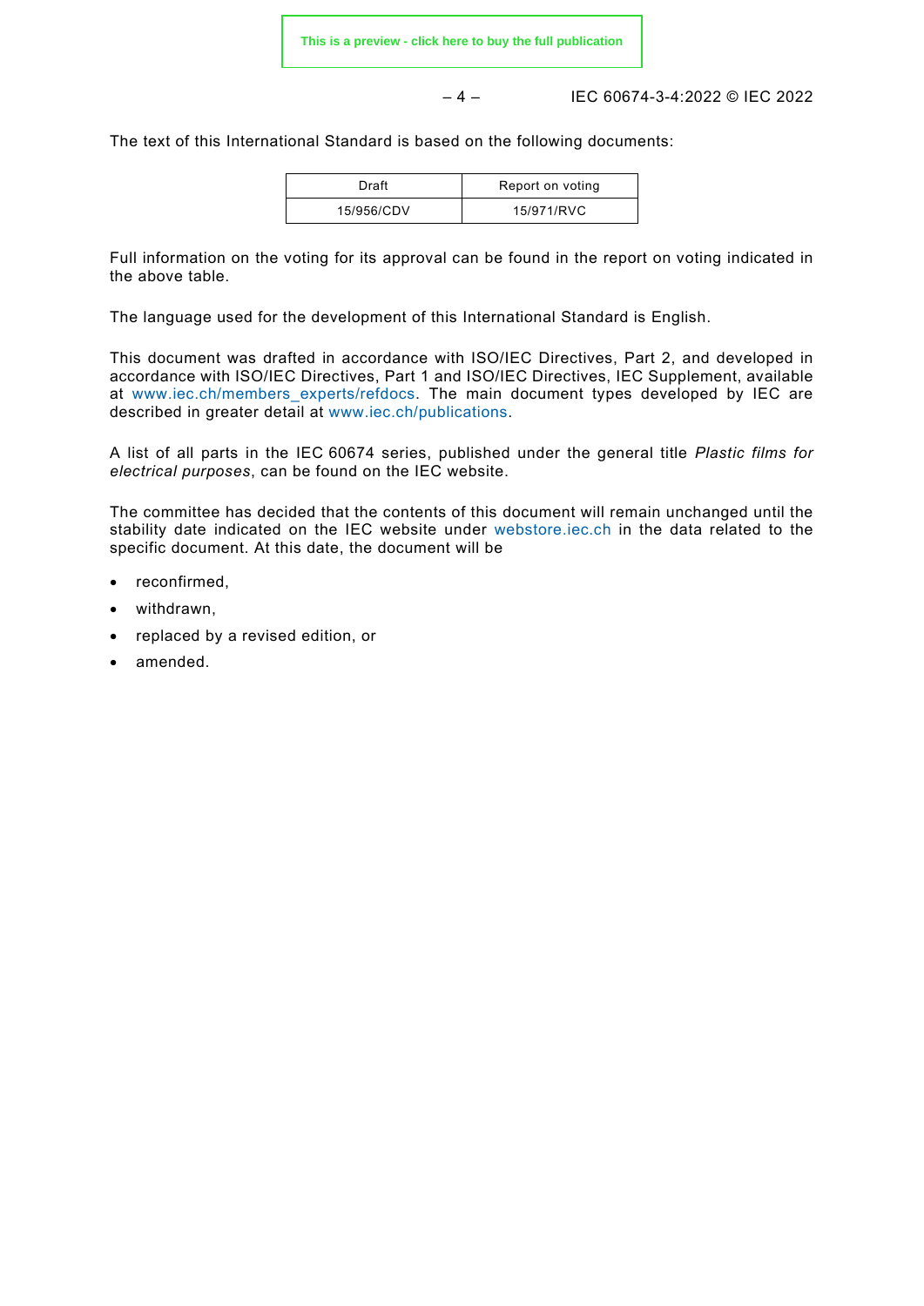The text of this International Standard is based on the following documents:

| Draft | Report on voting |
|---|---|
| 15/956/CDV | 15/971/RVC |

Full information on the voting for its approval can be found in the report on voting indicated in the above table.

The language used for the development of this International Standard is English.

This document was drafted in accordance with ISO/IEC Directives, Part 2, and developed in accordance with ISO/IEC Directives, Part 1 and ISO/IEC Directives, IEC Supplement, available at www.iec.ch/members_experts/refdocs. The main document types developed by IEC are described in greater detail at www.iec.ch/publications.

A list of all parts in the IEC 60674 series, published under the general title *Plastic films for electrical purposes*, can be found on the IEC website.

The committee has decided that the contents of this document will remain unchanged until the stability date indicated on the IEC website under webstore.iec.ch in the data related to the specific document. At this date, the document will be

- reconfirmed,
- withdrawn,
- replaced by a revised edition, or
- amended.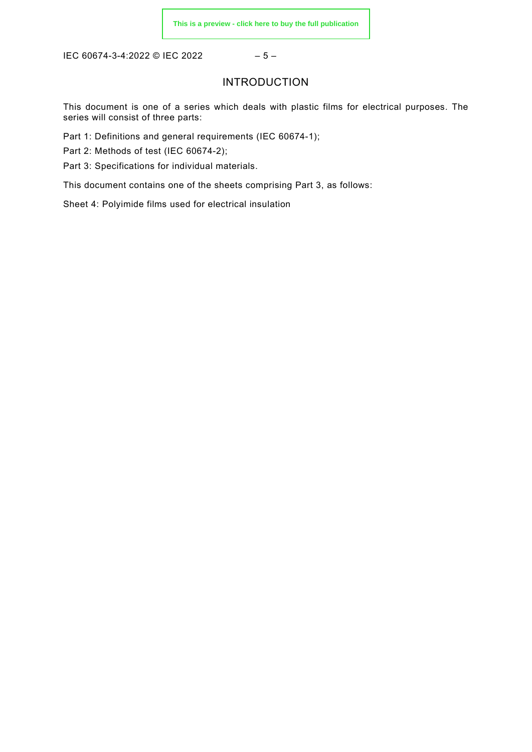# INTRODUCTION

This document is one of a series which deals with plastic films for electrical purposes. The series will consist of three parts:

Part 1: Definitions and general requirements (IEC 60674-1);

Part 2: Methods of test (IEC 60674-2);

Part 3: Specifications for individual materials.

This document contains one of the sheets comprising Part 3, as follows:

Sheet 4: Polyimide films used for electrical insulation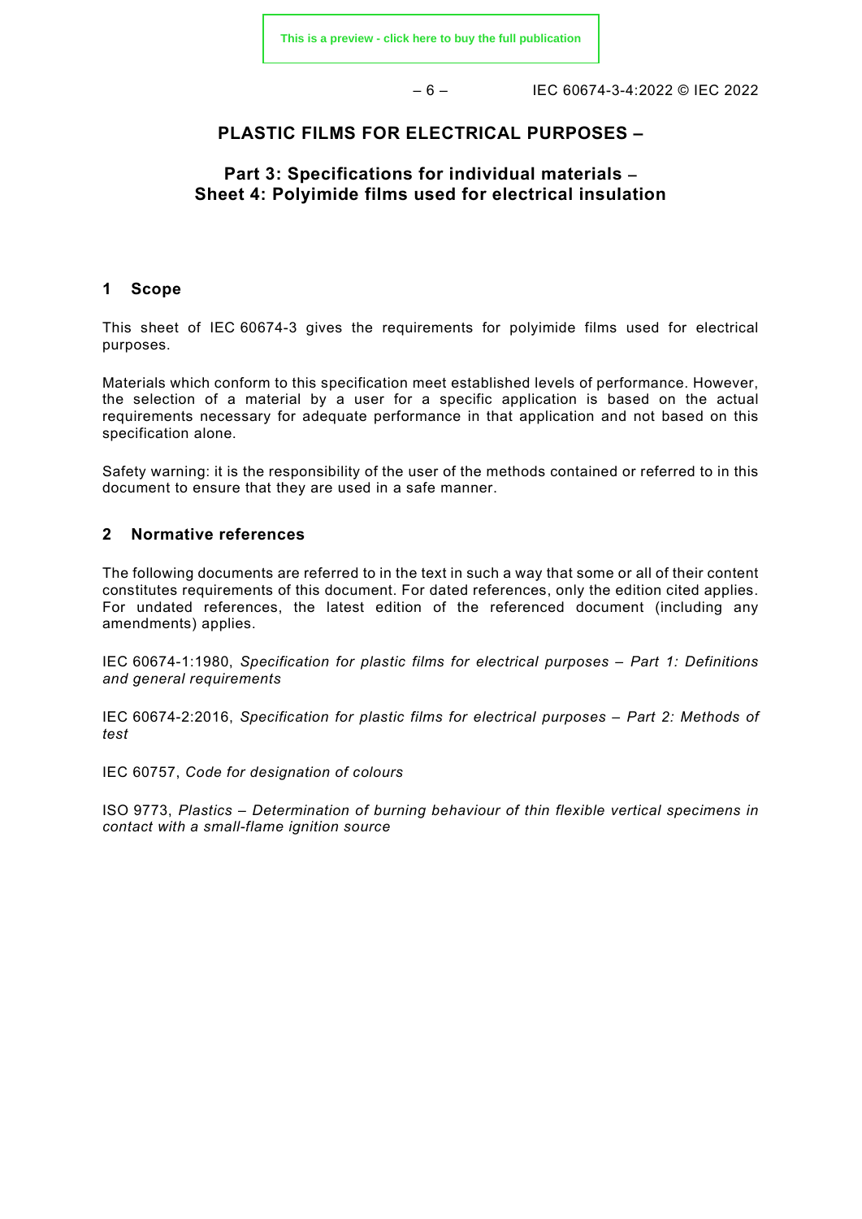# PLASTIC FILMS FOR ELECTRICAL PURPOSES –

## Part 3: Specifications for individual materials – Sheet 4: Polyimide films used for electrical insulation

## 1 Scope

This sheet of IEC 60674-3 gives the requirements for polyimide films used for electrical purposes.

Materials which conform to this specification meet established levels of performance. However, the selection of a material by a user for a specific application is based on the actual requirements necessary for adequate performance in that application and not based on this specification alone.

Safety warning: it is the responsibility of the user of the methods contained or referred to in this document to ensure that they are used in a safe manner.

## 2 Normative references

The following documents are referred to in the text in such a way that some or all of their content constitutes requirements of this document. For dated references, only the edition cited applies. For undated references, the latest edition of the referenced document (including any amendments) applies.

IEC 60674-1:1980, *Specification for plastic films for electrical purposes – Part 1: Definitions and general requirements*

IEC 60674-2:2016, *Specification for plastic films for electrical purposes – Part 2: Methods of test*

IEC 60757, *Code for designation of colours*

ISO 9773, *Plastics – Determination of burning behaviour of thin flexible vertical specimens in contact with a small-flame ignition source*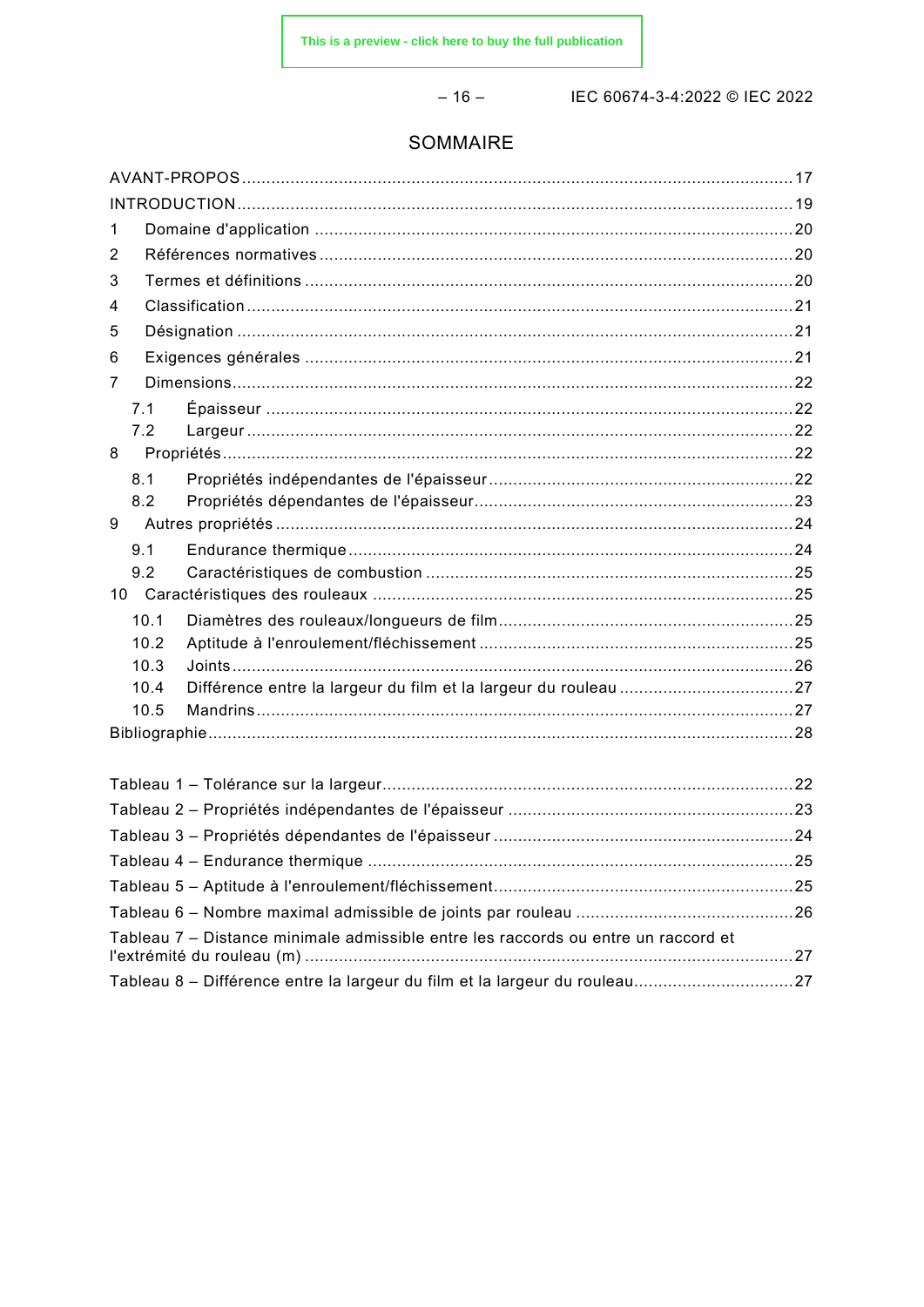# SOMMAIRE

AVANT-PROPOS ........................................................................................................ 17
INTRODUCTION ........................................................................................................ 19
1 Domaine d'application ........................................................................................ 20
2 Références normatives ........................................................................................ 20
3 Termes et définitions ........................................................................................... 20
4 Classification ....................................................................................................... 21
5 Désignation ......................................................................................................... 21
6 Exigences générales ............................................................................................ 21
7 Dimensions ........................................................................................................... 22
  7.1 Épaisseur ......................................................................................................... 22
  7.2 Largeur ............................................................................................................. 22
8 Propriétés .............................................................................................................. 22
  8.1 Propriétés indépendantes de l'épaisseur ...................................................... 22
  8.2 Propriétés dépendantes de l'épaisseur ......................................................... 23
9 Autres propriétés .................................................................................................. 24
  9.1 Endurance thermique ...................................................................................... 24
  9.2 Caractéristiques de combustion .................................................................... 25
10 Caractéristiques des rouleaux ............................................................................ 25
  10.1 Diamètres des rouleaux/longueurs de film .................................................. 25
  10.2 Aptitude à l'enroulement/fléchissement ...................................................... 25
  10.3 Joints ............................................................................................................... 26
  10.4 Différence entre la largeur du film et la largeur du rouleau ....................... 27
  10.5 Mandrins .......................................................................................................... 27
Bibliographie ............................................................................................................. 28

Tableau 1 – Tolérance sur la largeur ..................................................................... 22
Tableau 2 – Propriétés indépendantes de l'épaisseur ......................................... 23
Tableau 3 – Propriétés dépendantes de l'épaisseur ............................................ 24
Tableau 4 – Endurance thermique ......................................................................... 25
Tableau 5 – Aptitude à l'enroulement/fléchissement ........................................... 25
Tableau 6 – Nombre maximal admissible de joints par rouleau ......................... 26
Tableau 7 – Distance minimale admissible entre les raccords ou entre un raccord et l'extrémité du rouleau (m) ........................................................................................ 27
Tableau 8 – Différence entre la largeur du film et la largeur du rouleau ............ 27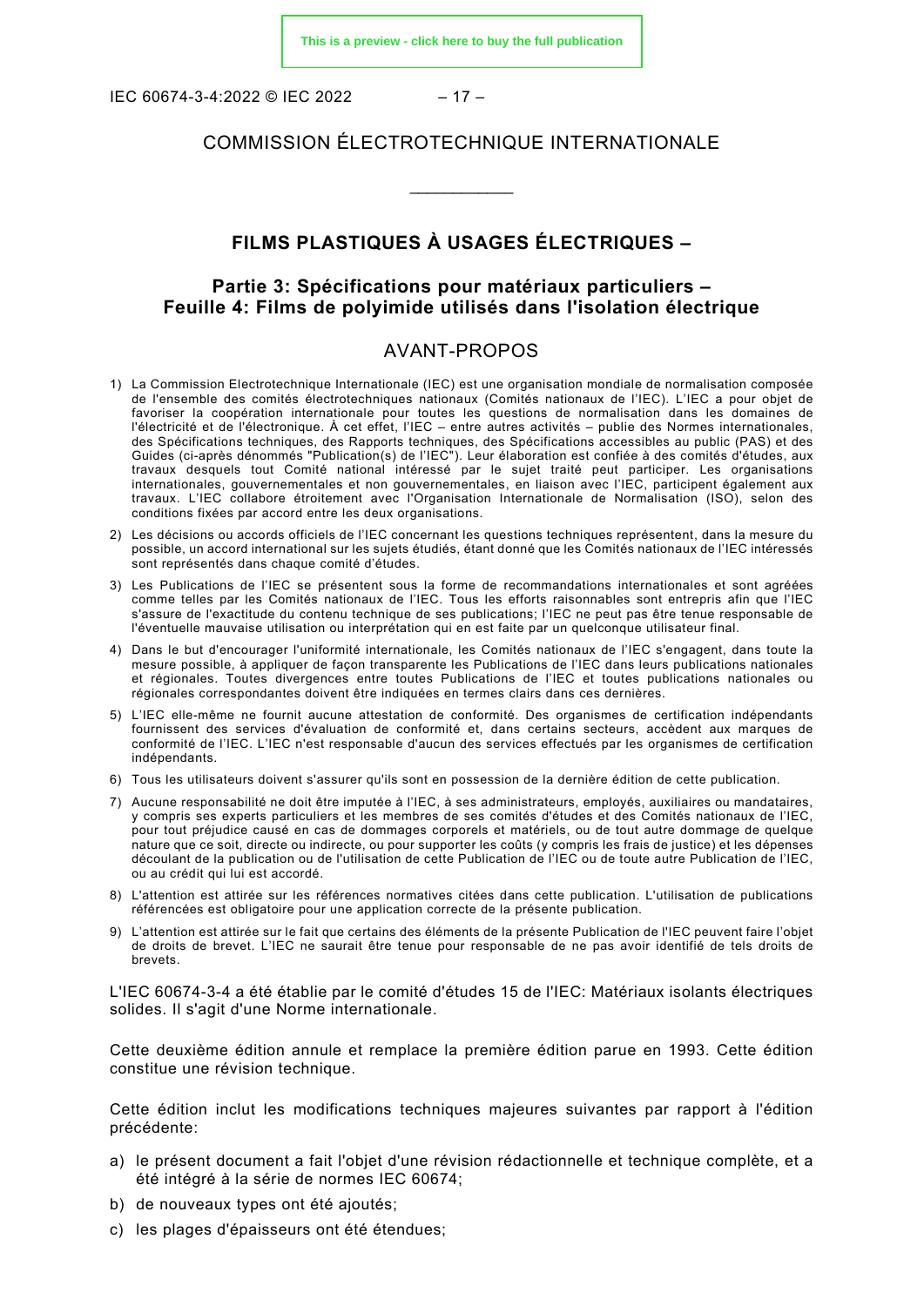COMMISSION ÉLECTROTECHNIQUE INTERNATIONALE

\_\_\_\_\_\_\_\_\_\_\_\_

# FILMS PLASTIQUES À USAGES ÉLECTRIQUES –

## Partie 3: Spécifications pour matériaux particuliers – Feuille 4: Films de polyimide utilisés dans l'isolation électrique

## AVANT-PROPOS

1) La Commission Electrotechnique Internationale (IEC) est une organisation mondiale de normalisation composée de l'ensemble des comités électrotechniques nationaux (Comités nationaux de l'IEC). L'IEC a pour objet de favoriser la coopération internationale pour toutes les questions de normalisation dans les domaines de l'électricité et de l'électronique. À cet effet, l'IEC – entre autres activités – publie des Normes internationales, des Spécifications techniques, des Rapports techniques, des Spécifications accessibles au public (PAS) et des Guides (ci-après dénommés "Publication(s) de l'IEC"). Leur élaboration est confiée à des comités d'études, aux travaux desquels tout Comité national intéressé par le sujet traité peut participer. Les organisations internationales, gouvernementales et non gouvernementales, en liaison avec l'IEC, participent également aux travaux. L'IEC collabore étroitement avec l'Organisation Internationale de Normalisation (ISO), selon des conditions fixées par accord entre les deux organisations.
2) Les décisions ou accords officiels de l'IEC concernant les questions techniques représentent, dans la mesure du possible, un accord international sur les sujets étudiés, étant donné que les Comités nationaux de l'IEC intéressés sont représentés dans chaque comité d'études.
3) Les Publications de l'IEC se présentent sous la forme de recommandations internationales et sont agréées comme telles par les Comités nationaux de l'IEC. Tous les efforts raisonnables sont entrepris afin que l'IEC s'assure de l'exactitude du contenu technique de ses publications; l'IEC ne peut pas être tenue responsable de l'éventuelle mauvaise utilisation ou interprétation qui en est faite par un quelconque utilisateur final.
4) Dans le but d'encourager l'uniformité internationale, les Comités nationaux de l'IEC s'engagent, dans toute la mesure possible, à appliquer de façon transparente les Publications de l'IEC dans leurs publications nationales et régionales. Toutes divergences entre toutes Publications de l'IEC et toutes publications nationales ou régionales correspondantes doivent être indiquées en termes clairs dans ces dernières.
5) L'IEC elle-même ne fournit aucune attestation de conformité. Des organismes de certification indépendants fournissent des services d'évaluation de conformité et, dans certains secteurs, accèdent aux marques de conformité de l'IEC. L'IEC n'est responsable d'aucun des services effectués par les organismes de certification indépendants.
6) Tous les utilisateurs doivent s'assurer qu'ils sont en possession de la dernière édition de cette publication.
7) Aucune responsabilité ne doit être imputée à l'IEC, à ses administrateurs, employés, auxiliaires ou mandataires, y compris ses experts particuliers et les membres de ses comités d'études et des Comités nationaux de l'IEC, pour tout préjudice causé en cas de dommages corporels et matériels, ou de tout autre dommage de quelque nature que ce soit, directe ou indirecte, ou pour supporter les coûts (y compris les frais de justice) et les dépenses découlant de la publication ou de l'utilisation de cette Publication de l'IEC ou de toute autre Publication de l'IEC, ou au crédit qui lui est accordé.
8) L'attention est attirée sur les références normatives citées dans cette publication. L'utilisation de publications référencées est obligatoire pour une application correcte de la présente publication.
9) L'attention est attirée sur le fait que certains des éléments de la présente Publication de l'IEC peuvent faire l'objet de droits de brevet. L'IEC ne saurait être tenue pour responsable de ne pas avoir identifié de tels droits de brevets.

L'IEC 60674-3-4 a été établie par le comité d'études 15 de l'IEC: Matériaux isolants électriques solides. Il s'agit d'une Norme internationale.

Cette deuxième édition annule et remplace la première édition parue en 1993. Cette édition constitue une révision technique.

Cette édition inclut les modifications techniques majeures suivantes par rapport à l'édition précédente:

a) le présent document a fait l'objet d'une révision rédactionnelle et technique complète, et a été intégré à la série de normes IEC 60674;
b) de nouveaux types ont été ajoutés;
c) les plages d'épaisseurs ont été étendues;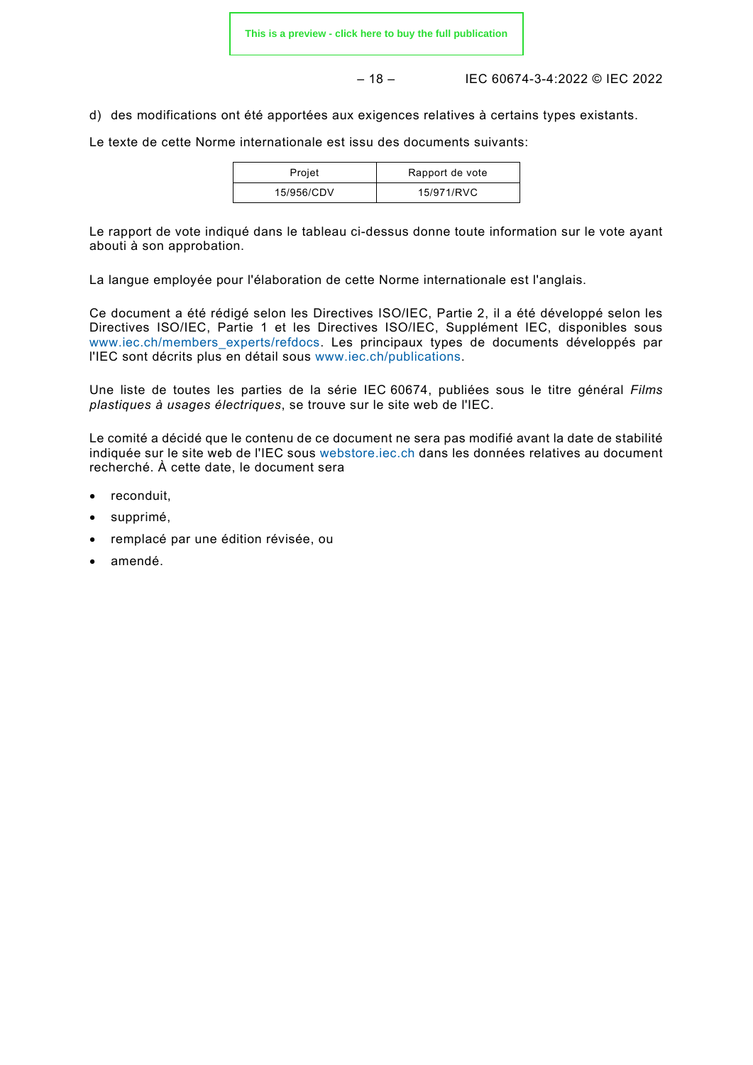d) des modifications ont été apportées aux exigences relatives à certains types existants.

Le texte de cette Norme internationale est issu des documents suivants:

| Projet | Rapport de vote |
|---|---|
| 15/956/CDV | 15/971/RVC |

Le rapport de vote indiqué dans le tableau ci-dessus donne toute information sur le vote ayant abouti à son approbation.

La langue employée pour l'élaboration de cette Norme internationale est l'anglais.

Ce document a été rédigé selon les Directives ISO/IEC, Partie 2, il a été développé selon les Directives ISO/IEC, Partie 1 et les Directives ISO/IEC, Supplément IEC, disponibles sous www.iec.ch/members_experts/refdocs. Les principaux types de documents développés par l'IEC sont décrits plus en détail sous www.iec.ch/publications.

Une liste de toutes les parties de la série IEC 60674, publiées sous le titre général *Films plastiques à usages électriques*, se trouve sur le site web de l'IEC.

Le comité a décidé que le contenu de ce document ne sera pas modifié avant la date de stabilité indiquée sur le site web de l'IEC sous webstore.iec.ch dans les données relatives au document recherché. À cette date, le document sera

- reconduit,
- supprimé,
- remplacé par une édition révisée, ou
- amendé.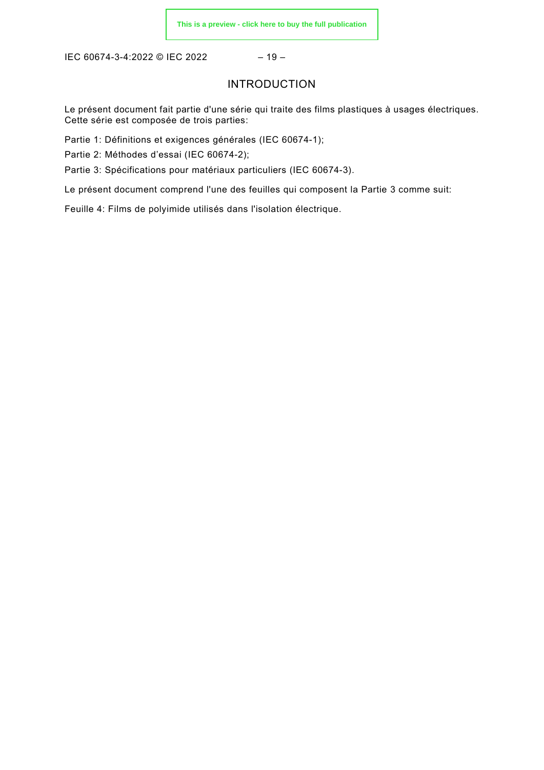# INTRODUCTION

Le présent document fait partie d'une série qui traite des films plastiques à usages électriques. Cette série est composée de trois parties:

Partie 1: Définitions et exigences générales (IEC 60674-1);

Partie 2: Méthodes d’essai (IEC 60674-2);

Partie 3: Spécifications pour matériaux particuliers (IEC 60674-3).

Le présent document comprend l'une des feuilles qui composent la Partie 3 comme suit:

Feuille 4: Films de polyimide utilisés dans l'isolation électrique.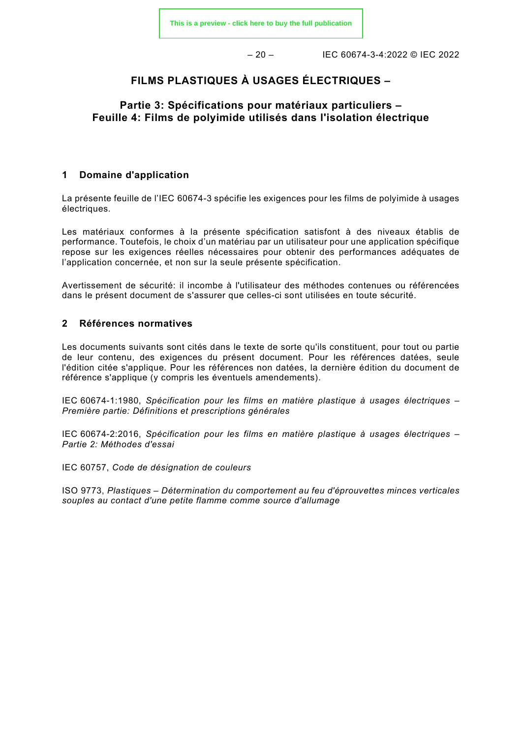# FILMS PLASTIQUES À USAGES ÉLECTRIQUES –

## Partie 3: Spécifications pour matériaux particuliers – Feuille 4: Films de polyimide utilisés dans l'isolation électrique

### 1 Domaine d'application

La présente feuille de l'IEC 60674-3 spécifie les exigences pour les films de polyimide à usages électriques.

Les matériaux conformes à la présente spécification satisfont à des niveaux établis de performance. Toutefois, le choix d'un matériau par un utilisateur pour une application spécifique repose sur les exigences réelles nécessaires pour obtenir des performances adéquates de l'application concernée, et non sur la seule présente spécification.

Avertissement de sécurité: il incombe à l'utilisateur des méthodes contenues ou référencées dans le présent document de s'assurer que celles-ci sont utilisées en toute sécurité.

### 2 Références normatives

Les documents suivants sont cités dans le texte de sorte qu'ils constituent, pour tout ou partie de leur contenu, des exigences du présent document. Pour les références datées, seule l'édition citée s'applique. Pour les références non datées, la dernière édition du document de référence s'applique (y compris les éventuels amendements).

IEC 60674-1:1980, *Spécification pour les films en matière plastique à usages électriques – Première partie: Définitions et prescriptions générales*

IEC 60674-2:2016, *Spécification pour les films en matière plastique à usages électriques – Partie 2: Méthodes d'essai*

IEC 60757, *Code de désignation de couleurs*

ISO 9773, *Plastiques – Détermination du comportement au feu d'éprouvettes minces verticales souples au contact d'une petite flamme comme source d'allumage*